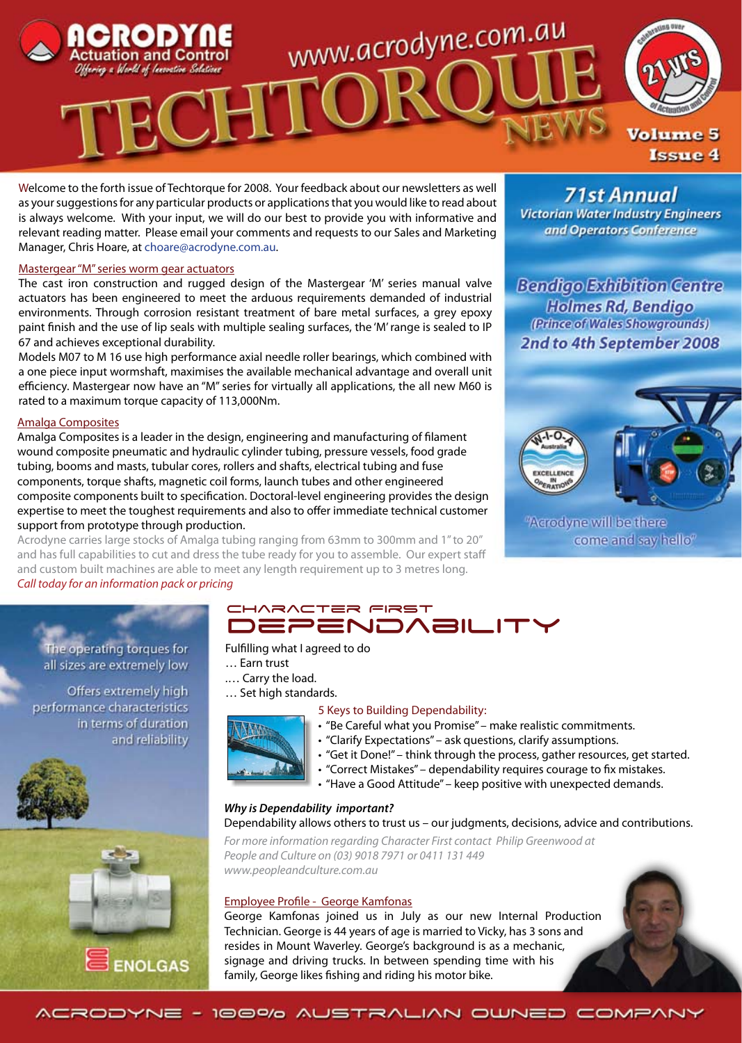# ACRODYNE Actuation and Control

*Offering a World of Innovative Solutions*

www.acrodyne.com.au

# TECHTORQUE NEWS

Celebrating over 21 yrs of Actuation and Control

Volume 5 Issue 4

Welcome to the forth issue of Techtorque for 2008. Your feedback about our newsletters as well as your suggestions for any particular products or applications that you would like to read about is always welcome. With your input, we will do our best to provide you with informative and relevant reading matter. Please email your comments and requests to our Sales and Marketing Manager, Chris Hoare, at choare@acrodyne.com.au.

## Mastergear "M" series worm gear actuators

The cast iron construction and rugged design of the Mastergear 'M' series manual valve actuators has been engineered to meet the arduous requirements demanded of industrial environments. Through corrosion resistant treatment of bare metal surfaces, a grey epoxy paint finish and the use of lip seals with multiple sealing surfaces, the 'M' range is sealed to IP 67 and achieves exceptional durability.

Models M07 to M 16 use high performance axial needle roller bearings, which combined with a one piece input wormshaft, maximises the available mechanical advantage and overall unit efficiency. Mastergear now have an "M" series for virtually all applications, the all new M60 is rated to a maximum torque capacity of 113,000Nm.

## Amalga Composites

Amalga Composites is a leader in the design, engineering and manufacturing of filament wound composite pneumatic and hydraulic cylinder tubing, pressure vessels, food grade tubing, booms and masts, tubular cores, rollers and shafts, electrical tubing and fuse components, torque shafts, magnetic coil forms, launch tubes and other engineered composite components built to specification. Doctoral-level engineering provides the design expertise to meet the toughest requirements and also to offer immediate technical customer support from prototype through production.

Acrodyne carries large stocks of Amalga tubing ranging from 63mm to 300mm and 1" to 20" and has full capabilities to cut and dress the tube ready for you to assemble. Our expert staff and custom built machines are able to meet any length requirement up to 3 metres long.

*Call today for an information pack or pricing*

**71st Annual**
**Victorian Water Industry Engineers and Operators Conference**

**Bendigo Exhibition Centre**
**Holmes Rd, Bendigo**
**(Prince of Wales Showgrounds)**
**2nd to 4th September 2008**

W-I-O-A Australia – Excellence in Operations

"Acrodyne will be there come and say hello"

The operating torques for all sizes are extremely low

Offers extremely high performance characteristics in terms of duration and reliability

ENOLGAS

## CHARACTER FIRST DEPENDABILITY

Fulfilling what I agreed to do
… Earn trust
…. Carry the load.
… Set high standards.

5 Keys to Building Dependability:

- "Be Careful what you Promise" – make realistic commitments.
- "Clarify Expectations" – ask questions, clarify assumptions.
- "Get it Done!" – think through the process, gather resources, get started.
- "Correct Mistakes" – dependability requires courage to fix mistakes.
- "Have a Good Attitude" – keep positive with unexpected demands.

***Why is Dependability important?***

Dependability allows others to trust us – our judgments, decisions, advice and contributions.

*For more information regarding Character First contact Philip Greenwood at People and Culture on (03) 9018 7971 or 0411 131 449 www.peopleandculture.com.au*

## Employee Profile - George Kamfonas

George Kamfonas joined us in July as our new Internal Production Technician. George is 44 years of age is married to Vicky, has 3 sons and resides in Mount Waverley. George's background is as a mechanic, signage and driving trucks. In between spending time with his family, George likes fishing and riding his motor bike.

ACRODYNE - 100% AUSTRALIAN OWNED COMPANY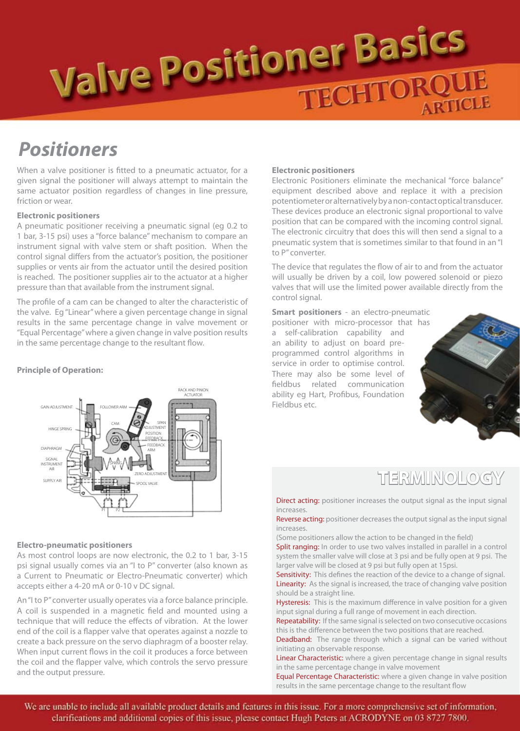# Valve Positioner Basics

TECHTORQUE ARTICLE

## Positioners

When a valve positioner is fitted to a pneumatic actuator, for a given signal the positioner will always attempt to maintain the same actuator position regardless of changes in line pressure, friction or wear.

### Electronic positioners

A pneumatic positioner receiving a pneumatic signal (eg 0.2 to 1 bar, 3-15 psi) uses a "force balance" mechanism to compare an instrument signal with valve stem or shaft position. When the control signal differs from the actuator's position, the positioner supplies or vents air from the actuator until the desired position is reached. The positioner supplies air to the actuator at a higher pressure than that available from the instrument signal.

The profile of a cam can be changed to alter the characteristic of the valve. Eg "Linear" where a given percentage change in signal results in the same percentage change in valve movement or "Equal Percentage" where a given change in valve position results in the same percentage change to the resultant flow.

### Principle of Operation:

RACK AND PINION ACTUATOR
GAIN ADJUSTMENT
FOLLOWER ARM
HINGE SPRING
CAM
SPAN ADJUSTMENT
POSITION FEEDBACK
FEEDBACK ARM
DIAPHRAGM
SIGNAL INSTRUMENT AIR
SPRING
ZERO ADJUSTMENT
SUPPLY AIR
SPOOL VALVE
P1
P2

### Electro-pneumatic positioners

As most control loops are now electronic, the 0.2 to 1 bar, 3-15 psi signal usually comes via an "I to P" converter (also known as a Current to Pneumatic or Electro-Pneumatic converter) which accepts either a 4-20 mA or 0-10 v DC signal.

An "I to P" converter usually operates via a force balance principle. A coil is suspended in a magnetic field and mounted using a technique that will reduce the effects of vibration. At the lower end of the coil is a flapper valve that operates against a nozzle to create a back pressure on the servo diaphragm of a booster relay. When input current flows in the coil it produces a force between the coil and the flapper valve, which controls the servo pressure and the output pressure.

### Electronic positioners

Electronic Positioners eliminate the mechanical "force balance" equipment described above and replace it with a precision potentiometer or alternatively by a non-contact optical transducer. These devices produce an electronic signal proportional to valve position that can be compared with the incoming control signal. The electronic circuitry that does this will then send a signal to a pneumatic system that is sometimes similar to that found in an "I to P" converter.

The device that regulates the flow of air to and from the actuator will usually be driven by a coil, low powered solenoid or piezo valves that will use the limited power available directly from the control signal.

**Smart positioners** - an electro-pneumatic positioner with micro-processor that has a self-calibration capability and an ability to adjust on board pre-programmed control algorithms in service in order to optimise control. There may also be some level of fieldbus related communication ability eg Hart, Profibus, Foundation Fieldbus etc.

## TERMINOLOGY

Direct acting: positioner increases the output signal as the input signal increases.

Reverse acting: positioner decreases the output signal as the input signal increases.

(Some positioners allow the action to be changed in the field)

Split ranging: In order to use two valves installed in parallel in a control system the smaller valve will close at 3 psi and be fully open at 9 psi. The larger valve will be closed at 9 psi but fully open at 15psi.

Sensitivity: This defines the reaction of the device to a change of signal.

Linearity: As the signal is increased, the trace of changing valve position should be a straight line.

Hysteresis: This is the maximum difference in valve position for a given input signal during a full range of movement in each direction.

Repeatability: If the same signal is selected on two consecutive occasions this is the difference between the two positions that are reached.

Deadband: The range through which a signal can be varied without initiating an observable response.

Linear Characteristic: where a given percentage change in signal results in the same percentage change in valve movement

Equal Percentage Characteristic: where a given change in valve position results in the same percentage change to the resultant flow

We are unable to include all available product details and features in this issue. For a more comprehensive set of information, clarifications and additional copies of this issue, please contact Hugh Peters at ACRODYNE on 03 8727 7800.